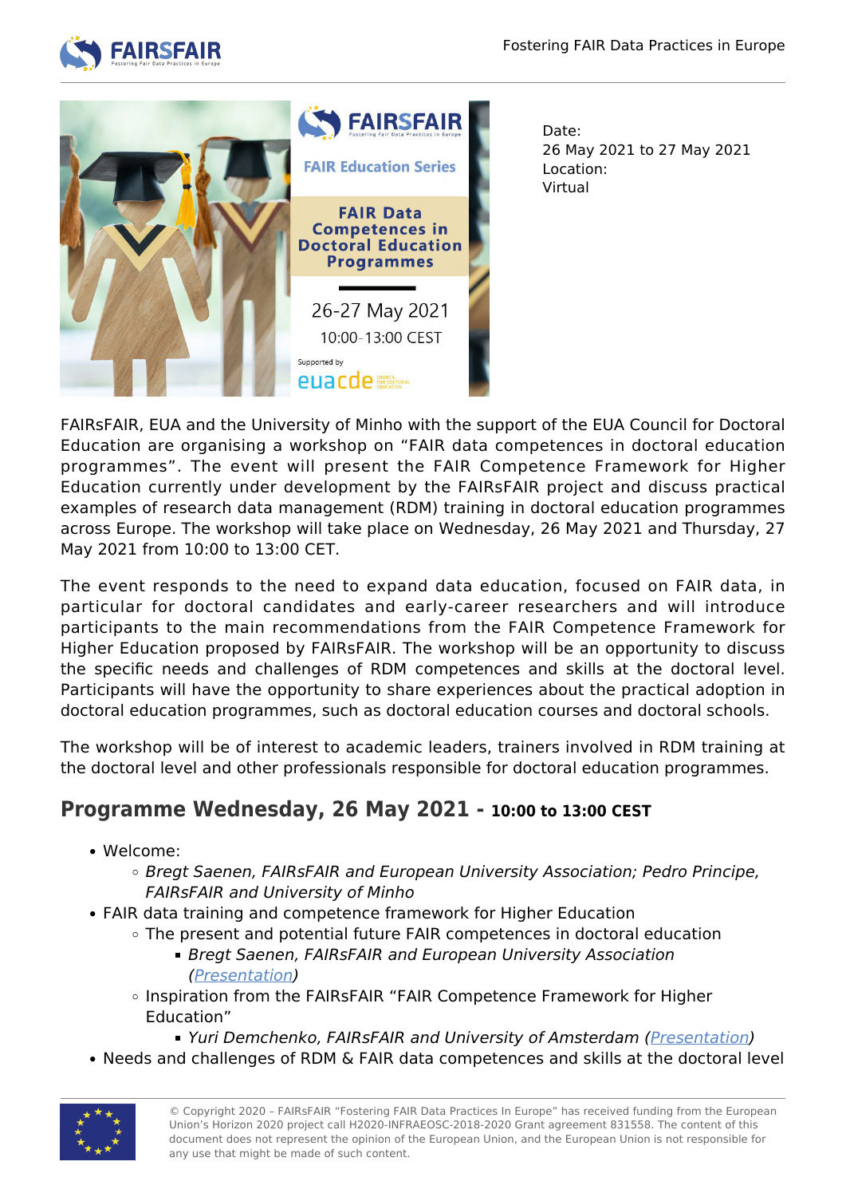Date:
26 May 2021 to 27 May 2021
Location:
Virtual

FAIRsFAIR, EUA and the University of Minho with the support of the EUA Council for Doctoral Education are organising a workshop on “FAIR data competences in doctoral education programmes”. The event will present the FAIR Competence Framework for Higher Education currently under development by the FAIRsFAIR project and discuss practical examples of research data management (RDM) training in doctoral education programmes across Europe. The workshop will take place on Wednesday, 26 May 2021 and Thursday, 27 May 2021 from 10:00 to 13:00 CET.

The event responds to the need to expand data education, focused on FAIR data, in particular for doctoral candidates and early-career researchers and will introduce participants to the main recommendations from the FAIR Competence Framework for Higher Education proposed by FAIRsFAIR. The workshop will be an opportunity to discuss the specific needs and challenges of RDM competences and skills at the doctoral level. Participants will have the opportunity to share experiences about the practical adoption in doctoral education programmes, such as doctoral education courses and doctoral schools.

The workshop will be of interest to academic leaders, trainers involved in RDM training at the doctoral level and other professionals responsible for doctoral education programmes.

## Programme Wednesday, 26 May 2021 - 10:00 to 13:00 CEST

- Welcome:
  - *Bregt Saenen, FAIRsFAIR and European University Association; Pedro Principe, FAIRsFAIR and University of Minho*
- FAIR data training and competence framework for Higher Education
  - The present and potential future FAIR competences in doctoral education
    - *Bregt Saenen, FAIRsFAIR and European University Association (Presentation)*
  - Inspiration from the FAIRsFAIR “FAIR Competence Framework for Higher Education”
    - *Yuri Demchenko, FAIRsFAIR and University of Amsterdam (Presentation)*
- Needs and challenges of RDM & FAIR data competences and skills at the doctoral level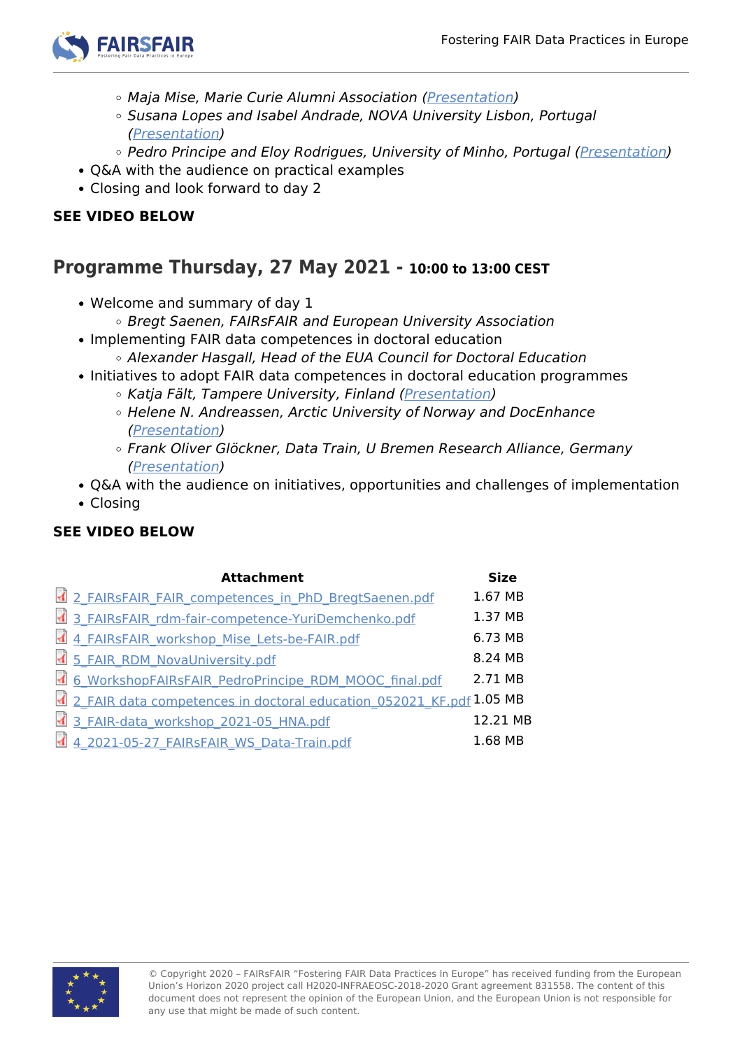- *Maja Mise, Marie Curie Alumni Association (Presentation)*
    - *Susana Lopes and Isabel Andrade, NOVA University Lisbon, Portugal (Presentation)*
    - *Pedro Principe and Eloy Rodrigues, University of Minho, Portugal (Presentation)*
- Q&A with the audience on practical examples
- Closing and look forward to day 2

**SEE VIDEO BELOW**

## Programme Thursday, 27 May 2021 - 10:00 to 13:00 CEST

- Welcome and summary of day 1
    - *Bregt Saenen, FAIRsFAIR and European University Association*
- Implementing FAIR data competences in doctoral education
    - *Alexander Hasgall, Head of the EUA Council for Doctoral Education*
- Initiatives to adopt FAIR data competences in doctoral education programmes
    - *Katja Fält, Tampere University, Finland (Presentation)*
    - *Helene N. Andreassen, Arctic University of Norway and DocEnhance (Presentation)*
    - *Frank Oliver Glöckner, Data Train, U Bremen Research Alliance, Germany (Presentation)*
- Q&A with the audience on initiatives, opportunities and challenges of implementation
- Closing

**SEE VIDEO BELOW**

| Attachment | Size |
|---|---|
| 2_FAIRsFAIR_FAIR_competences_in_PhD_BregtSaenen.pdf | 1.67 MB |
| 3_FAIRsFAIR_rdm-fair-competence-YuriDemchenko.pdf | 1.37 MB |
| 4_FAIRsFAIR_workshop_Mise_Lets-be-FAIR.pdf | 6.73 MB |
| 5_FAIR_RDM_NovaUniversity.pdf | 8.24 MB |
| 6_WorkshopFAIRsFAIR_PedroPrincipe_RDM_MOOC_final.pdf | 2.71 MB |
| 2_FAIR data competences in doctoral education_052021_KF.pdf | 1.05 MB |
| 3_FAIR-data_workshop_2021-05_HNA.pdf | 12.21 MB |
| 4_2021-05-27_FAIRsFAIR_WS_Data-Train.pdf | 1.68 MB |

© Copyright 2020 – FAIRsFAIR "Fostering FAIR Data Practices In Europe" has received funding from the European Union's Horizon 2020 project call H2020-INFRAEOSC-2018-2020 Grant agreement 831558. The content of this document does not represent the opinion of the European Union, and the European Union is not responsible for any use that might be made of such content.